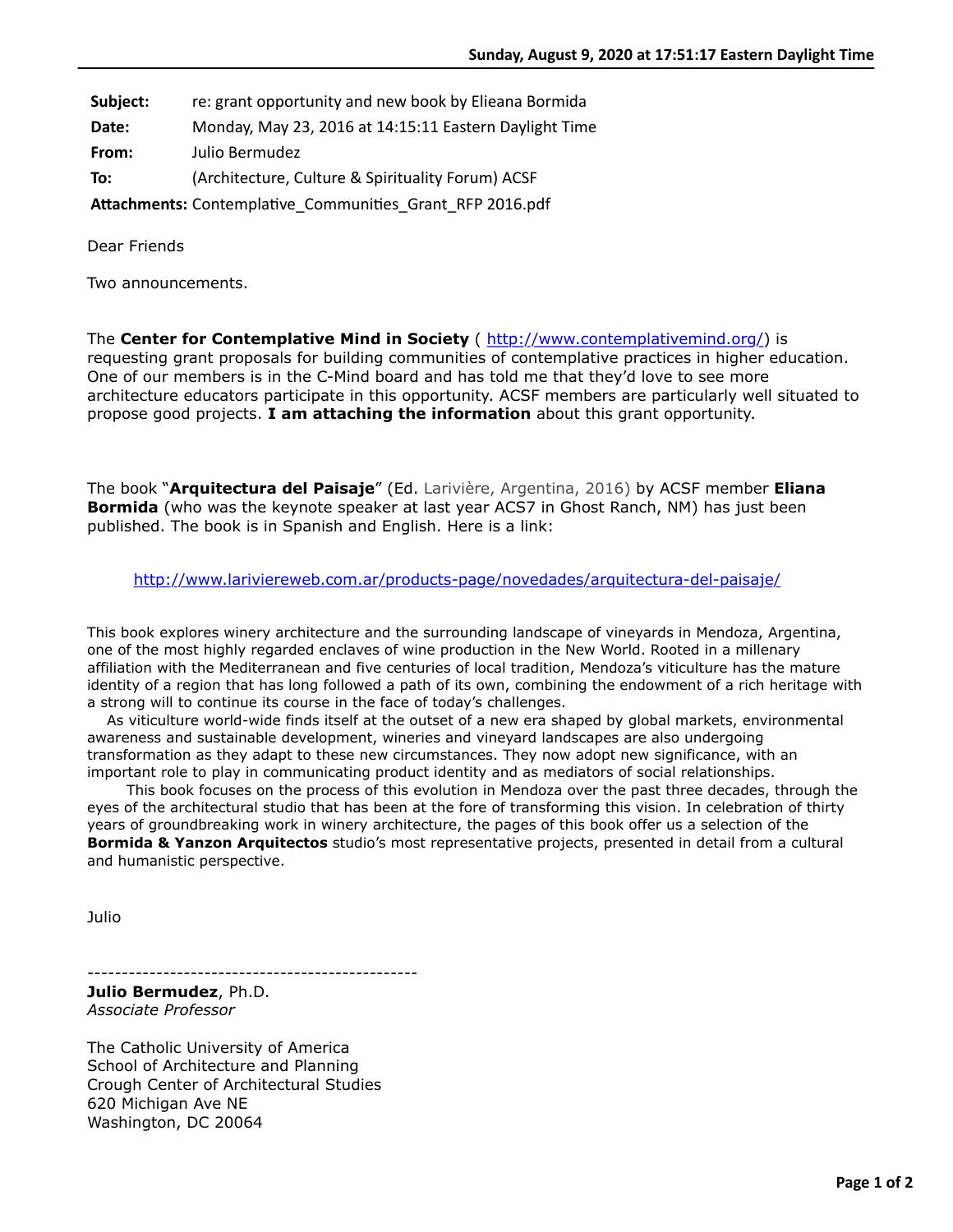| | |
|---|---|
| **Subject:** | re: grant opportunity and new book by Elieana Bormida |
| **Date:** | Monday, May 23, 2016 at 14:15:11 Eastern Daylight Time |
| **From:** | Julio Bermudez |
| **To:** | (Architecture, Culture & Spirituality Forum) ACSF |
| **Attachments:** | Contemplative_Communities_Grant_RFP 2016.pdf |

Dear Friends

Two announcements.

The **Center for Contemplative Mind in Society** ( http://www.contemplativemind.org/) is requesting grant proposals for building communities of contemplative practices in higher education. One of our members is in the C-Mind board and has told me that they'd love to see more architecture educators participate in this opportunity. ACSF members are particularly well situated to propose good projects. **I am attaching the information** about this grant opportunity.

The book "**Arquitectura del Paisaje**" (Ed. Larivière, Argentina, 2016) by ACSF member **Eliana Bormida** (who was the keynote speaker at last year ACS7 in Ghost Ranch, NM) has just been published. The book is in Spanish and English. Here is a link:

http://www.lariviereweb.com.ar/products-page/novedades/arquitectura-del-paisaje/

This book explores winery architecture and the surrounding landscape of vineyards in Mendoza, Argentina, one of the most highly regarded enclaves of wine production in the New World. Rooted in a millenary affiliation with the Mediterranean and five centuries of local tradition, Mendoza's viticulture has the mature identity of a region that has long followed a path of its own, combining the endowment of a rich heritage with a strong will to continue its course in the face of today's challenges.

As viticulture world-wide finds itself at the outset of a new era shaped by global markets, environmental awareness and sustainable development, wineries and vineyard landscapes are also undergoing transformation as they adapt to these new circumstances. They now adopt new significance, with an important role to play in communicating product identity and as mediators of social relationships.

This book focuses on the process of this evolution in Mendoza over the past three decades, through the eyes of the architectural studio that has been at the fore of transforming this vision. In celebration of thirty years of groundbreaking work in winery architecture, the pages of this book offer us a selection of the **Bormida & Yanzon Arquitectos** studio's most representative projects, presented in detail from a cultural and humanistic perspective.

Julio

------------------------------------------------

**Julio Bermudez**, Ph.D.
*Associate Professor*

The Catholic University of America
School of Architecture and Planning
Crough Center of Architectural Studies
620 Michigan Ave NE
Washington, DC 20064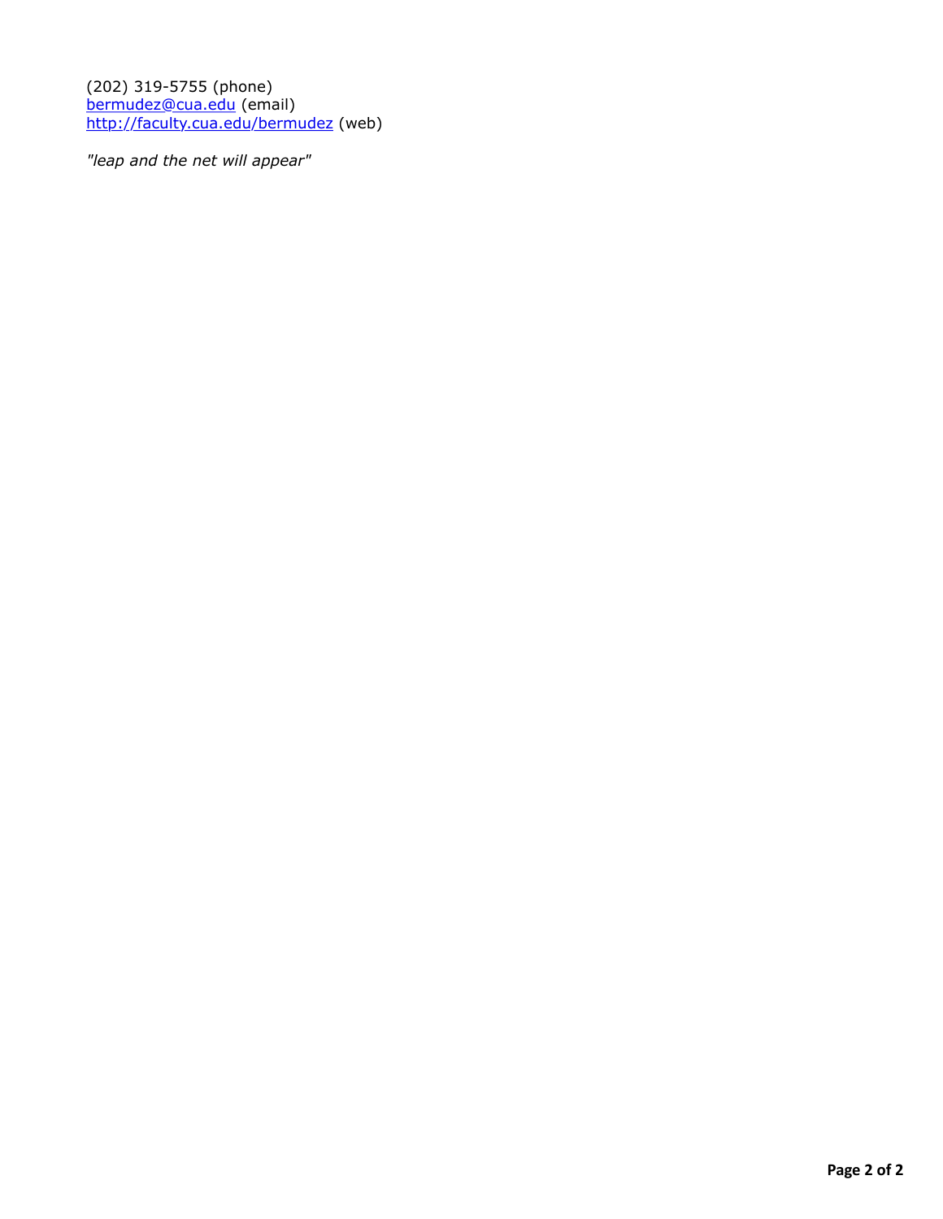(202) 319-5755 (phone)
[bermudez@cua.edu](mailto:bermudez@cua.edu) (email)
[http://faculty.cua.edu/bermudez](http://faculty.cua.edu/bermudez) (web)

*"leap and the net will appear"*